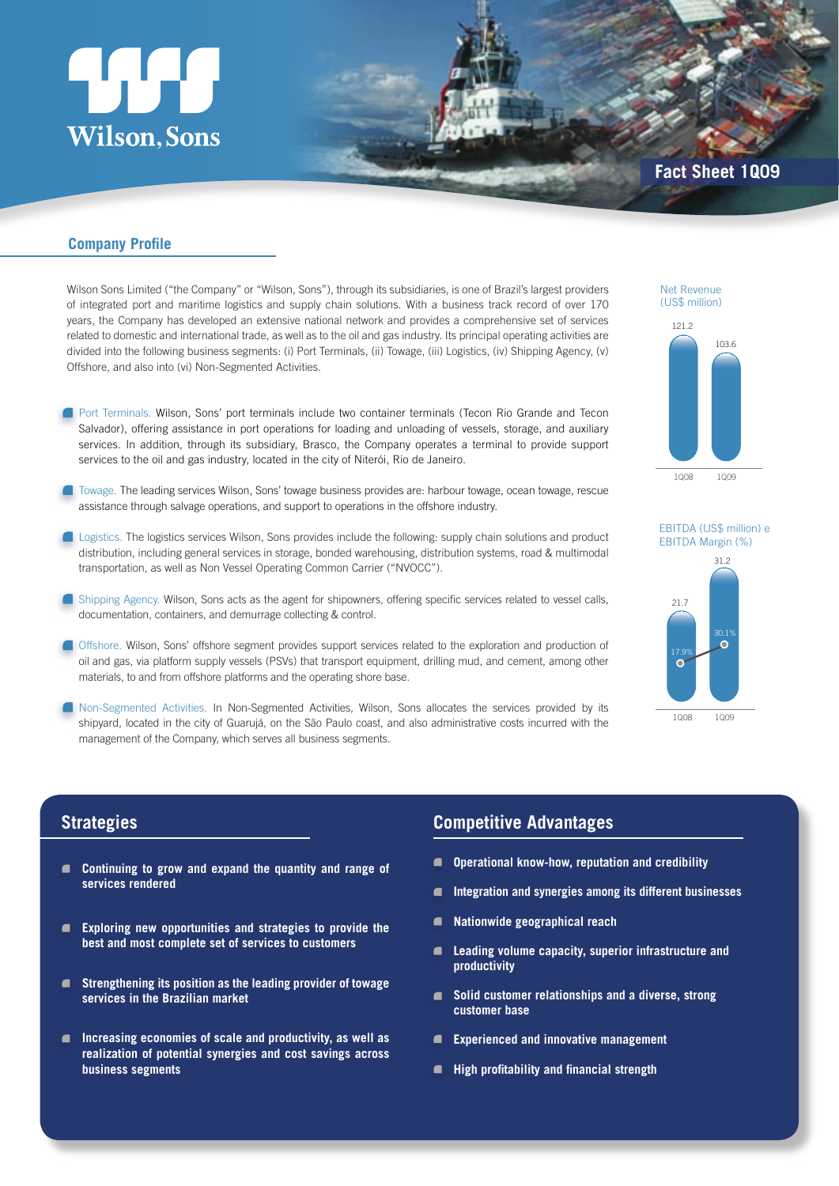# Wilson, Sons

## Fact Sheet 1Q09

## Company Profile

Wilson Sons Limited ("the Company" or "Wilson, Sons"), through its subsidiaries, is one of Brazil's largest providers of integrated port and maritime logistics and supply chain solutions. With a business track record of over 170 years, the Company has developed an extensive national network and provides a comprehensive set of services related to domestic and international trade, as well as to the oil and gas industry. Its principal operating activities are divided into the following business segments: (i) Port Terminals, (ii) Towage, (iii) Logistics, (iv) Shipping Agency, (v) Offshore, and also into (vi) Non-Segmented Activities.

- Port Terminals. Wilson, Sons' port terminals include two container terminals (Tecon Rio Grande and Tecon Salvador), offering assistance in port operations for loading and unloading of vessels, storage, and auxiliary services. In addition, through its subsidiary, Brasco, the Company operates a terminal to provide support services to the oil and gas industry, located in the city of Niterói, Rio de Janeiro.
- Towage. The leading services Wilson, Sons' towage business provides are: harbour towage, ocean towage, rescue assistance through salvage operations, and support to operations in the offshore industry.
- Logistics. The logistics services Wilson, Sons provides include the following: supply chain solutions and product distribution, including general services in storage, bonded warehousing, distribution systems, road & multimodal transportation, as well as Non Vessel Operating Common Carrier ("NVOCC").
- Shipping Agency. Wilson, Sons acts as the agent for shipowners, offering specific services related to vessel calls, documentation, containers, and demurrage collecting & control.
- Offshore. Wilson, Sons' offshore segment provides support services related to the exploration and production of oil and gas, via platform supply vessels (PSVs) that transport equipment, drilling mud, and cement, among other materials, to and from offshore platforms and the operating shore base.
- Non-Segmented Activities. In Non-Segmented Activities, Wilson, Sons allocates the services provided by its shipyard, located in the city of Guarujá, on the São Paulo coast, and also administrative costs incurred with the management of the Company, which serves all business segments.

**Net Revenue (US$ million)**

| | 1Q08 | 1Q09 |
|---|---|---|
| Net Revenue | 121.2 | 103.6 |

**EBITDA (US$ million) e EBITDA Margin (%)**

| | 1Q08 | 1Q09 |
|---|---|---|
| EBITDA | 21.7 | 31.2 |
| EBITDA Margin | 17.9% | 30.1% |

## Strategies

- **Continuing to grow and expand the quantity and range of services rendered**
- **Exploring new opportunities and strategies to provide the best and most complete set of services to customers**
- **Strengthening its position as the leading provider of towage services in the Brazilian market**
- **Increasing economies of scale and productivity, as well as realization of potential synergies and cost savings across business segments**

## Competitive Advantages

- **Operational know-how, reputation and credibility**
- **Integration and synergies among its different businesses**
- **Nationwide geographical reach**
- **Leading volume capacity, superior infrastructure and productivity**
- **Solid customer relationships and a diverse, strong customer base**
- **Experienced and innovative management**
- **High profitability and financial strength**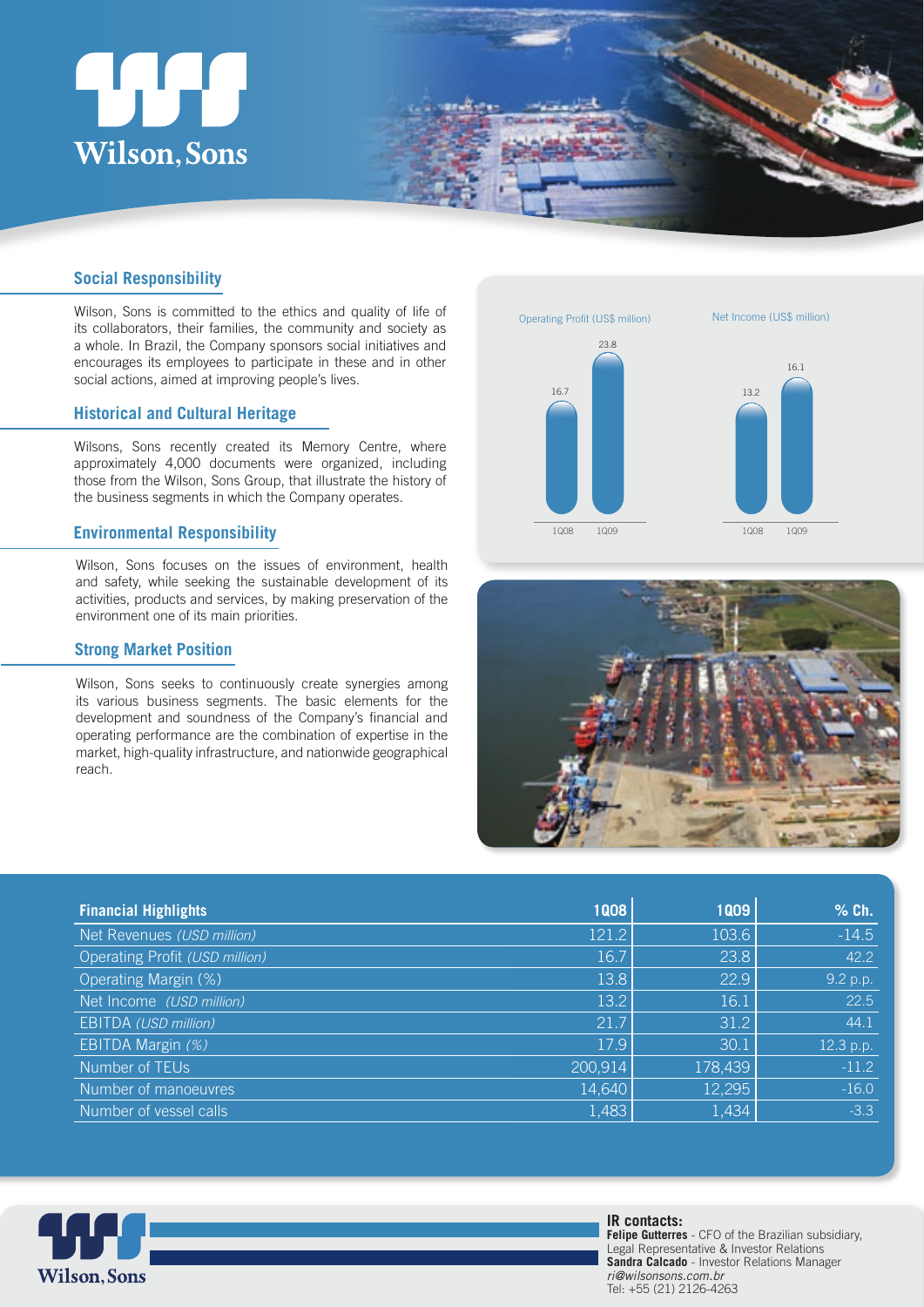## Social Responsibility

Wilson, Sons is committed to the ethics and quality of life of its collaborators, their families, the community and society as a whole. In Brazil, the Company sponsors social initiatives and encourages its employees to participate in these and in other social actions, aimed at improving people's lives.

## Historical and Cultural Heritage

Wilsons, Sons recently created its Memory Centre, where approximately 4,000 documents were organized, including those from the Wilson, Sons Group, that illustrate the history of the business segments in which the Company operates.

## Environmental Responsibility

Wilson, Sons focuses on the issues of environment, health and safety, while seeking the sustainable development of its activities, products and services, by making preservation of the environment one of its main priorities.

## Strong Market Position

Wilson, Sons seeks to continuously create synergies among its various business segments. The basic elements for the development and soundness of the Company's financial and operating performance are the combination of expertise in the market, high-quality infrastructure, and nationwide geographical reach.

Operating Profit (US$ million)

16.7
23.8
1Q08
1Q09

Net Income (US$ million)

13.2
16.1
1Q08
1Q09

| Financial Highlights | 1Q08 | 1Q09 | % Ch. |
|---|---|---|---|
| Net Revenues *(USD million)* | 121.2 | 103.6 | -14.5 |
| Operating Profit *(USD million)* | 16.7 | 23.8 | 42.2 |
| Operating Margin (%) | 13.8 | 22.9 | 9.2 p.p. |
| Net Income *(USD million)* | 13.2 | 16.1 | 22.5 |
| EBITDA *(USD million)* | 21.7 | 31.2 | 44.1 |
| EBITDA Margin *(%)* | 17.9 | 30.1 | 12.3 p.p. |
| Number of TEUs | 200,914 | 178,439 | -11.2 |
| Number of manoeuvres | 14,640 | 12,295 | -16.0 |
| Number of vessel calls | 1,483 | 1,434 | -3.3 |

**IR contacts:**
**Felipe Gutterres** - CFO of the Brazilian subsidiary, Legal Representative & Investor Relations
**Sandra Calcado** - Investor Relations Manager
*ri@wilsonsons.com.br*
Tel: +55 (21) 2126-4263